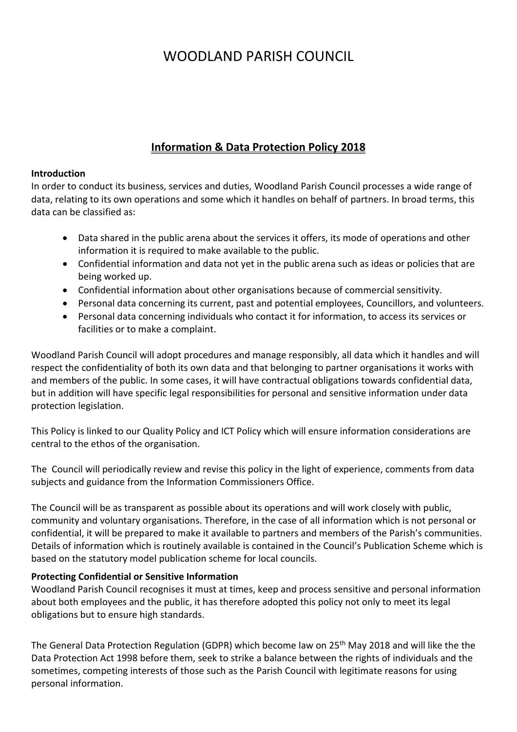# WOODLAND PARISH COUNCIL

## Information & Data Protection Policy 2018

**Introduction**
In order to conduct its business, services and duties, Woodland Parish Council processes a wide range of data, relating to its own operations and some which it handles on behalf of partners. In broad terms, this data can be classified as:

- Data shared in the public arena about the services it offers, its mode of operations and other information it is required to make available to the public.
- Confidential information and data not yet in the public arena such as ideas or policies that are being worked up.
- Confidential information about other organisations because of commercial sensitivity.
- Personal data concerning its current, past and potential employees, Councillors, and volunteers.
- Personal data concerning individuals who contact it for information, to access its services or facilities or to make a complaint.

Woodland Parish Council will adopt procedures and manage responsibly, all data which it handles and will respect the confidentiality of both its own data and that belonging to partner organisations it works with and members of the public. In some cases, it will have contractual obligations towards confidential data, but in addition will have specific legal responsibilities for personal and sensitive information under data protection legislation.

This Policy is linked to our Quality Policy and ICT Policy which will ensure information considerations are central to the ethos of the organisation.

The Council will periodically review and revise this policy in the light of experience, comments from data subjects and guidance from the Information Commissioners Office.

The Council will be as transparent as possible about its operations and will work closely with public, community and voluntary organisations. Therefore, in the case of all information which is not personal or confidential, it will be prepared to make it available to partners and members of the Parish's communities. Details of information which is routinely available is contained in the Council's Publication Scheme which is based on the statutory model publication scheme for local councils.

**Protecting Confidential or Sensitive Information**
Woodland Parish Council recognises it must at times, keep and process sensitive and personal information about both employees and the public, it has therefore adopted this policy not only to meet its legal obligations but to ensure high standards.

The General Data Protection Regulation (GDPR) which become law on 25th May 2018 and will like the the Data Protection Act 1998 before them, seek to strike a balance between the rights of individuals and the sometimes, competing interests of those such as the Parish Council with legitimate reasons for using personal information.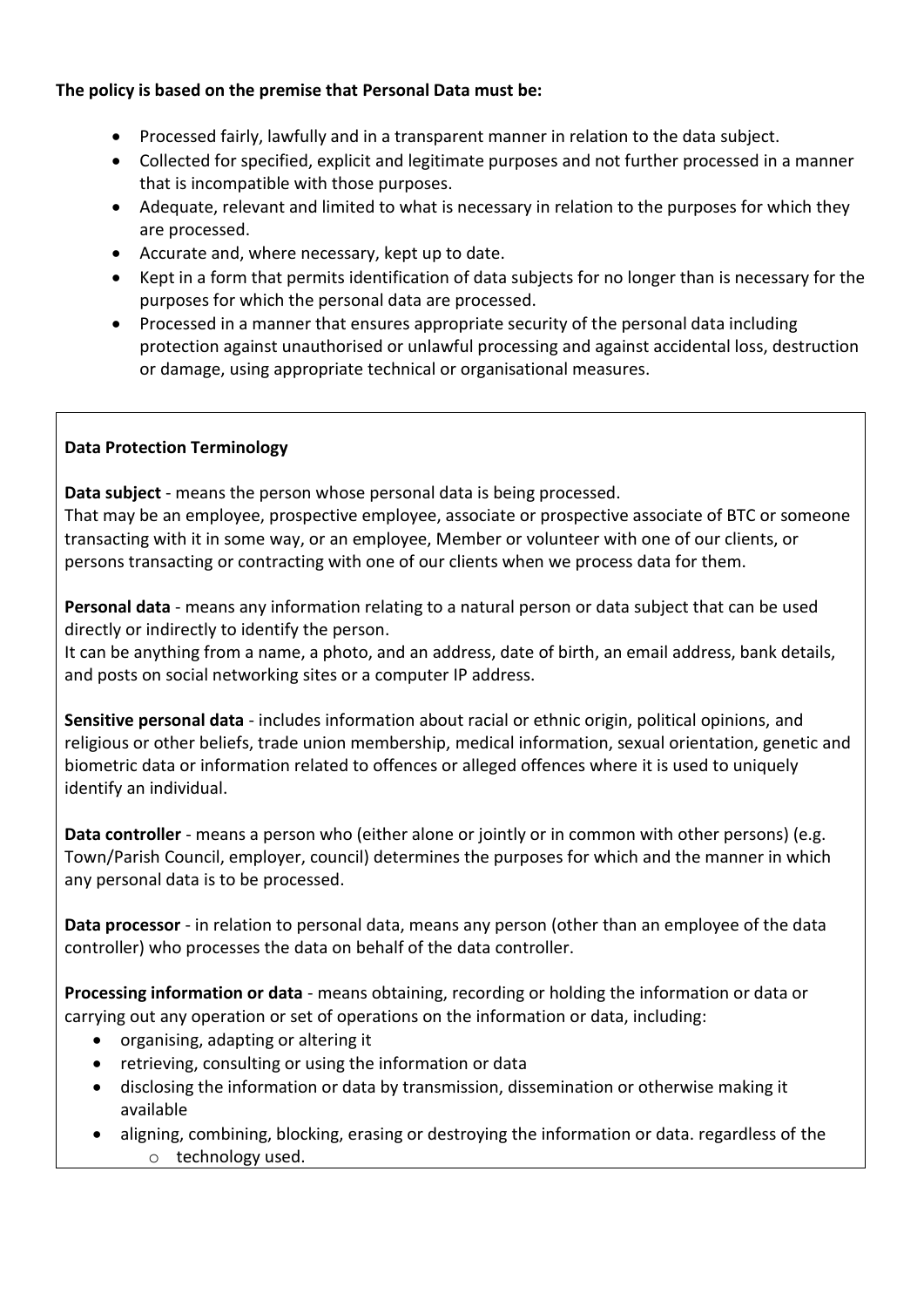**The policy is based on the premise that Personal Data must be:**

- Processed fairly, lawfully and in a transparent manner in relation to the data subject.
- Collected for specified, explicit and legitimate purposes and not further processed in a manner that is incompatible with those purposes.
- Adequate, relevant and limited to what is necessary in relation to the purposes for which they are processed.
- Accurate and, where necessary, kept up to date.
- Kept in a form that permits identification of data subjects for no longer than is necessary for the purposes for which the personal data are processed.
- Processed in a manner that ensures appropriate security of the personal data including protection against unauthorised or unlawful processing and against accidental loss, destruction or damage, using appropriate technical or organisational measures.

**Data Protection Terminology**

**Data subject** - means the person whose personal data is being processed.
That may be an employee, prospective employee, associate or prospective associate of BTC or someone transacting with it in some way, or an employee, Member or volunteer with one of our clients, or persons transacting or contracting with one of our clients when we process data for them.

**Personal data** - means any information relating to a natural person or data subject that can be used directly or indirectly to identify the person.
It can be anything from a name, a photo, and an address, date of birth, an email address, bank details, and posts on social networking sites or a computer IP address.

**Sensitive personal data** - includes information about racial or ethnic origin, political opinions, and religious or other beliefs, trade union membership, medical information, sexual orientation, genetic and biometric data or information related to offences or alleged offences where it is used to uniquely identify an individual.

**Data controller** - means a person who (either alone or jointly or in common with other persons) (e.g. Town/Parish Council, employer, council) determines the purposes for which and the manner in which any personal data is to be processed.

**Data processor** - in relation to personal data, means any person (other than an employee of the data controller) who processes the data on behalf of the data controller.

**Processing information or data** - means obtaining, recording or holding the information or data or carrying out any operation or set of operations on the information or data, including:

- organising, adapting or altering it
- retrieving, consulting or using the information or data
- disclosing the information or data by transmission, dissemination or otherwise making it available
- aligning, combining, blocking, erasing or destroying the information or data. regardless of the
    - technology used.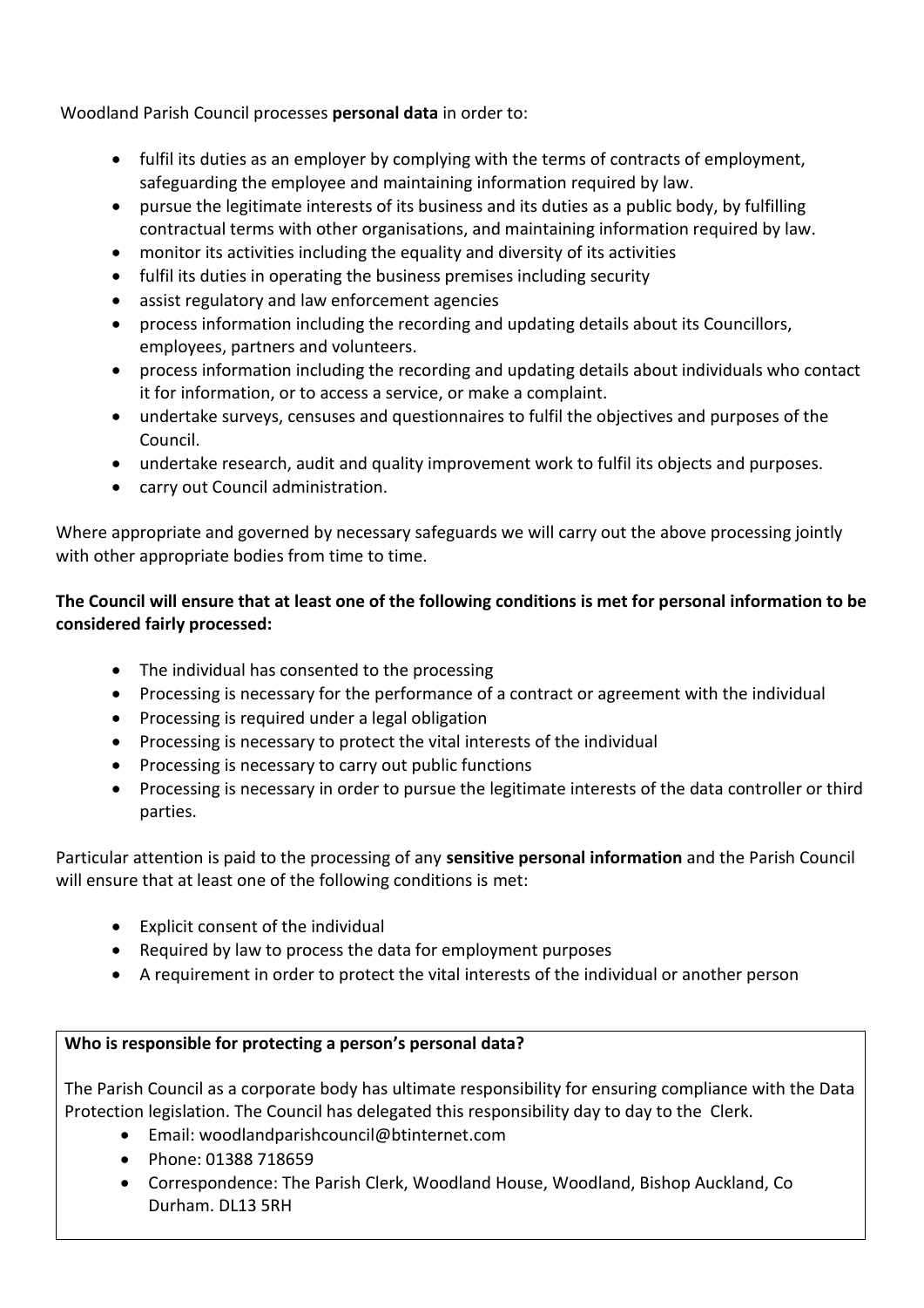Woodland Parish Council processes **personal data** in order to:

- fulfil its duties as an employer by complying with the terms of contracts of employment, safeguarding the employee and maintaining information required by law.
- pursue the legitimate interests of its business and its duties as a public body, by fulfilling contractual terms with other organisations, and maintaining information required by law.
- monitor its activities including the equality and diversity of its activities
- fulfil its duties in operating the business premises including security
- assist regulatory and law enforcement agencies
- process information including the recording and updating details about its Councillors, employees, partners and volunteers.
- process information including the recording and updating details about individuals who contact it for information, or to access a service, or make a complaint.
- undertake surveys, censuses and questionnaires to fulfil the objectives and purposes of the Council.
- undertake research, audit and quality improvement work to fulfil its objects and purposes.
- carry out Council administration.

Where appropriate and governed by necessary safeguards we will carry out the above processing jointly with other appropriate bodies from time to time.

**The Council will ensure that at least one of the following conditions is met for personal information to be considered fairly processed:**

- The individual has consented to the processing
- Processing is necessary for the performance of a contract or agreement with the individual
- Processing is required under a legal obligation
- Processing is necessary to protect the vital interests of the individual
- Processing is necessary to carry out public functions
- Processing is necessary in order to pursue the legitimate interests of the data controller or third parties.

Particular attention is paid to the processing of any **sensitive personal information** and the Parish Council will ensure that at least one of the following conditions is met:

- Explicit consent of the individual
- Required by law to process the data for employment purposes
- A requirement in order to protect the vital interests of the individual or another person

**Who is responsible for protecting a person's personal data?**

The Parish Council as a corporate body has ultimate responsibility for ensuring compliance with the Data Protection legislation. The Council has delegated this responsibility day to day to the Clerk.

- Email: woodlandparishcouncil@btinternet.com
- Phone: 01388 718659
- Correspondence: The Parish Clerk, Woodland House, Woodland, Bishop Auckland, Co Durham. DL13 5RH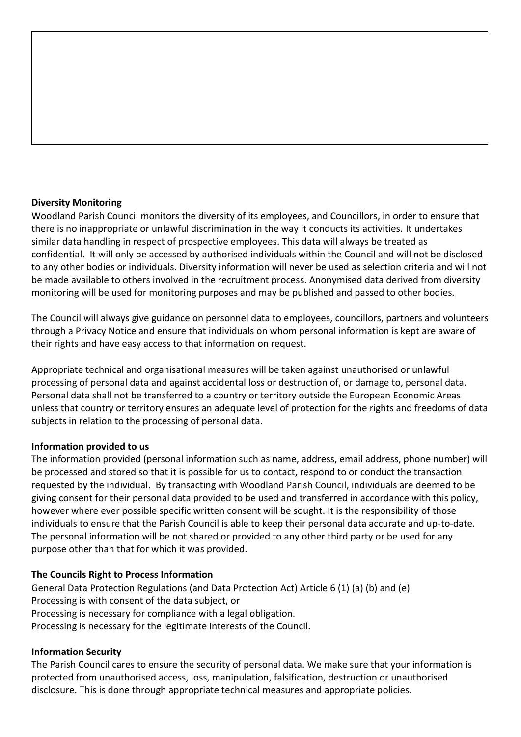**Diversity Monitoring**

Woodland Parish Council monitors the diversity of its employees, and Councillors, in order to ensure that there is no inappropriate or unlawful discrimination in the way it conducts its activities. It undertakes similar data handling in respect of prospective employees. This data will always be treated as confidential. It will only be accessed by authorised individuals within the Council and will not be disclosed to any other bodies or individuals. Diversity information will never be used as selection criteria and will not be made available to others involved in the recruitment process. Anonymised data derived from diversity monitoring will be used for monitoring purposes and may be published and passed to other bodies.

The Council will always give guidance on personnel data to employees, councillors, partners and volunteers through a Privacy Notice and ensure that individuals on whom personal information is kept are aware of their rights and have easy access to that information on request.

Appropriate technical and organisational measures will be taken against unauthorised or unlawful processing of personal data and against accidental loss or destruction of, or damage to, personal data. Personal data shall not be transferred to a country or territory outside the European Economic Areas unless that country or territory ensures an adequate level of protection for the rights and freedoms of data subjects in relation to the processing of personal data.

**Information provided to us**

The information provided (personal information such as name, address, email address, phone number) will be processed and stored so that it is possible for us to contact, respond to or conduct the transaction requested by the individual. By transacting with Woodland Parish Council, individuals are deemed to be giving consent for their personal data provided to be used and transferred in accordance with this policy, however where ever possible specific written consent will be sought. It is the responsibility of those individuals to ensure that the Parish Council is able to keep their personal data accurate and up-to-date. The personal information will be not shared or provided to any other third party or be used for any purpose other than that for which it was provided.

**The Councils Right to Process Information**

General Data Protection Regulations (and Data Protection Act) Article 6 (1) (a) (b) and (e)
Processing is with consent of the data subject, or
Processing is necessary for compliance with a legal obligation.
Processing is necessary for the legitimate interests of the Council.

**Information Security**

The Parish Council cares to ensure the security of personal data. We make sure that your information is protected from unauthorised access, loss, manipulation, falsification, destruction or unauthorised disclosure. This is done through appropriate technical measures and appropriate policies.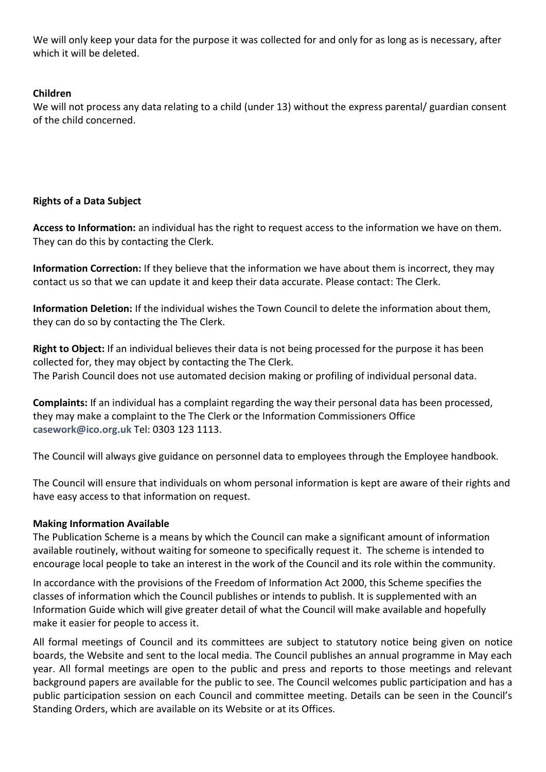We will only keep your data for the purpose it was collected for and only for as long as is necessary, after which it will be deleted.

**Children**

We will not process any data relating to a child (under 13) without the express parental/ guardian consent of the child concerned.

**Rights of a Data Subject**

**Access to Information:** an individual has the right to request access to the information we have on them. They can do this by contacting the Clerk.

**Information Correction:** If they believe that the information we have about them is incorrect, they may contact us so that we can update it and keep their data accurate. Please contact: The Clerk.

**Information Deletion:** If the individual wishes the Town Council to delete the information about them, they can do so by contacting the The Clerk.

**Right to Object:** If an individual believes their data is not being processed for the purpose it has been collected for, they may object by contacting the The Clerk.
The Parish Council does not use automated decision making or profiling of individual personal data.

**Complaints:** If an individual has a complaint regarding the way their personal data has been processed, they may make a complaint to the The Clerk or the Information Commissioners Office **casework@ico.org.uk** Tel: 0303 123 1113.

The Council will always give guidance on personnel data to employees through the Employee handbook.

The Council will ensure that individuals on whom personal information is kept are aware of their rights and have easy access to that information on request.

**Making Information Available**

The Publication Scheme is a means by which the Council can make a significant amount of information available routinely, without waiting for someone to specifically request it. The scheme is intended to encourage local people to take an interest in the work of the Council and its role within the community.

In accordance with the provisions of the Freedom of Information Act 2000, this Scheme specifies the classes of information which the Council publishes or intends to publish. It is supplemented with an Information Guide which will give greater detail of what the Council will make available and hopefully make it easier for people to access it.

All formal meetings of Council and its committees are subject to statutory notice being given on notice boards, the Website and sent to the local media. The Council publishes an annual programme in May each year. All formal meetings are open to the public and press and reports to those meetings and relevant background papers are available for the public to see. The Council welcomes public participation and has a public participation session on each Council and committee meeting. Details can be seen in the Council's Standing Orders, which are available on its Website or at its Offices.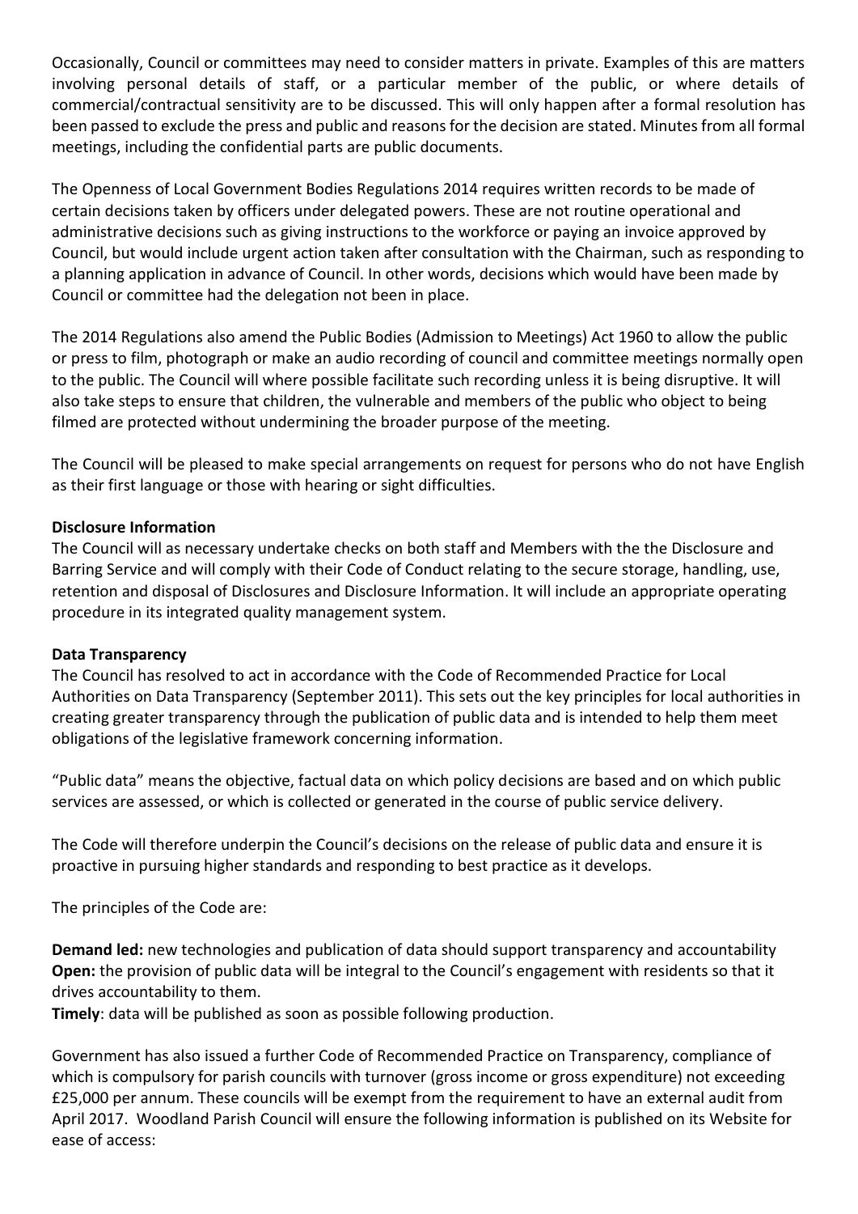Occasionally, Council or committees may need to consider matters in private. Examples of this are matters involving personal details of staff, or a particular member of the public, or where details of commercial/contractual sensitivity are to be discussed. This will only happen after a formal resolution has been passed to exclude the press and public and reasons for the decision are stated. Minutes from all formal meetings, including the confidential parts are public documents.

The Openness of Local Government Bodies Regulations 2014 requires written records to be made of certain decisions taken by officers under delegated powers. These are not routine operational and administrative decisions such as giving instructions to the workforce or paying an invoice approved by Council, but would include urgent action taken after consultation with the Chairman, such as responding to a planning application in advance of Council. In other words, decisions which would have been made by Council or committee had the delegation not been in place.

The 2014 Regulations also amend the Public Bodies (Admission to Meetings) Act 1960 to allow the public or press to film, photograph or make an audio recording of council and committee meetings normally open to the public. The Council will where possible facilitate such recording unless it is being disruptive. It will also take steps to ensure that children, the vulnerable and members of the public who object to being filmed are protected without undermining the broader purpose of the meeting.

The Council will be pleased to make special arrangements on request for persons who do not have English as their first language or those with hearing or sight difficulties.

**Disclosure Information**

The Council will as necessary undertake checks on both staff and Members with the the Disclosure and Barring Service and will comply with their Code of Conduct relating to the secure storage, handling, use, retention and disposal of Disclosures and Disclosure Information. It will include an appropriate operating procedure in its integrated quality management system.

**Data Transparency**

The Council has resolved to act in accordance with the Code of Recommended Practice for Local Authorities on Data Transparency (September 2011). This sets out the key principles for local authorities in creating greater transparency through the publication of public data and is intended to help them meet obligations of the legislative framework concerning information.

"Public data" means the objective, factual data on which policy decisions are based and on which public services are assessed, or which is collected or generated in the course of public service delivery.

The Code will therefore underpin the Council's decisions on the release of public data and ensure it is proactive in pursuing higher standards and responding to best practice as it develops.

The principles of the Code are:

**Demand led:** new technologies and publication of data should support transparency and accountability
**Open:** the provision of public data will be integral to the Council's engagement with residents so that it drives accountability to them.
**Timely**: data will be published as soon as possible following production.

Government has also issued a further Code of Recommended Practice on Transparency, compliance of which is compulsory for parish councils with turnover (gross income or gross expenditure) not exceeding £25,000 per annum. These councils will be exempt from the requirement to have an external audit from April 2017. Woodland Parish Council will ensure the following information is published on its Website for ease of access: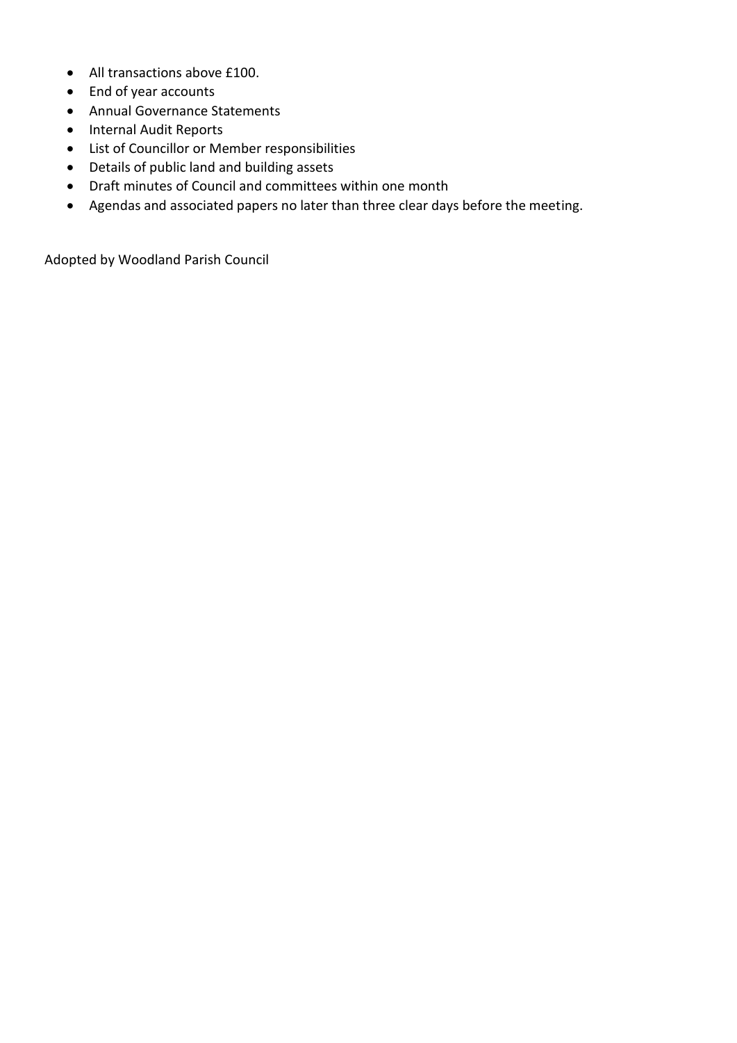- All transactions above £100.
- End of year accounts
- Annual Governance Statements
- Internal Audit Reports
- List of Councillor or Member responsibilities
- Details of public land and building assets
- Draft minutes of Council and committees within one month
- Agendas and associated papers no later than three clear days before the meeting.

Adopted by Woodland Parish Council